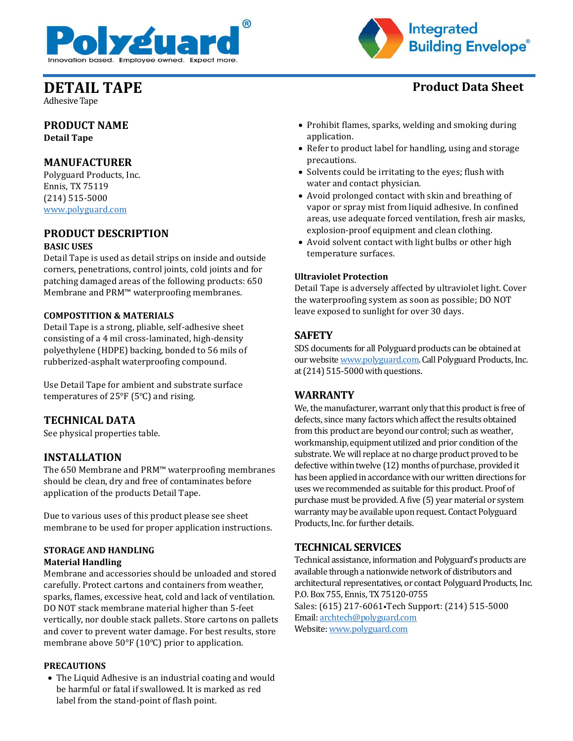# DETAIL TAPE

Adhesive Tape

**Product Data Sheet**

## PRODUCT NAME

**Detail Tape**

## MANUFACTURER

Polyguard Products, Inc.
Ennis, TX 75119
(214) 515-5000
www.polyguard.com

## PRODUCT DESCRIPTION

### BASIC USES

Detail Tape is used as detail strips on inside and outside corners, penetrations, control joints, cold joints and for patching damaged areas of the following products: 650 Membrane and PRM™ waterproofing membranes.

### COMPOSTITION & MATERIALS

Detail Tape is a strong, pliable, self-adhesive sheet consisting of a 4 mil cross-laminated, high-density polyethylene (HDPE) backing, bonded to 56 mils of rubberized-asphalt waterproofing compound.

Use Detail Tape for ambient and substrate surface temperatures of 25°F (5°C) and rising.

## TECHNICAL DATA

See physical properties table.

## INSTALLATION

The 650 Membrane and PRM™ waterproofing membranes should be clean, dry and free of contaminates before application of the products Detail Tape.

Due to various uses of this product please see sheet membrane to be used for proper application instructions.

### STORAGE AND HANDLING

**Material Handling**

Membrane and accessories should be unloaded and stored carefully. Protect cartons and containers from weather, sparks, flames, excessive heat, cold and lack of ventilation. DO NOT stack membrane material higher than 5-feet vertically, nor double stack pallets. Store cartons on pallets and cover to prevent water damage. For best results, store membrane above 50°F (10°C) prior to application.

### PRECAUTIONS

- The Liquid Adhesive is an industrial coating and would be harmful or fatal if swallowed. It is marked as red label from the stand-point of flash point.
- Prohibit flames, sparks, welding and smoking during application.
- Refer to product label for handling, using and storage precautions.
- Solvents could be irritating to the eyes; flush with water and contact physician.
- Avoid prolonged contact with skin and breathing of vapor or spray mist from liquid adhesive. In confined areas, use adequate forced ventilation, fresh air masks, explosion-proof equipment and clean clothing.
- Avoid solvent contact with light bulbs or other high temperature surfaces.

**Ultraviolet Protection**

Detail Tape is adversely affected by ultraviolet light. Cover the waterproofing system as soon as possible; DO NOT leave exposed to sunlight for over 30 days.

## SAFETY

SDS documents for all Polyguard products can be obtained at our website www.polyguard.com. Call Polyguard Products, Inc. at (214) 515-5000 with questions.

## WARRANTY

We, the manufacturer, warrant only that this product is free of defects, since many factors which affect the results obtained from this product are beyond our control; such as weather, workmanship, equipment utilized and prior condition of the substrate. We will replace at no charge product proved to be defective within twelve (12) months of purchase, provided it has been applied in accordance with our written directions for uses we recommended as suitable for this product. Proof of purchase must be provided. A five (5) year material or system warranty may be available upon request. Contact Polyguard Products, Inc. for further details.

## TECHNICAL SERVICES

Technical assistance, information and Polyguard's products are available through a nationwide network of distributors and architectural representatives, or contact Polyguard Products, Inc.
P.O. Box 755, Ennis, TX 75120-0755
Sales: (615) 217-6061•Tech Support: (214) 515-5000
Email: archtech@polyguard.com
Website: www.polyguard.com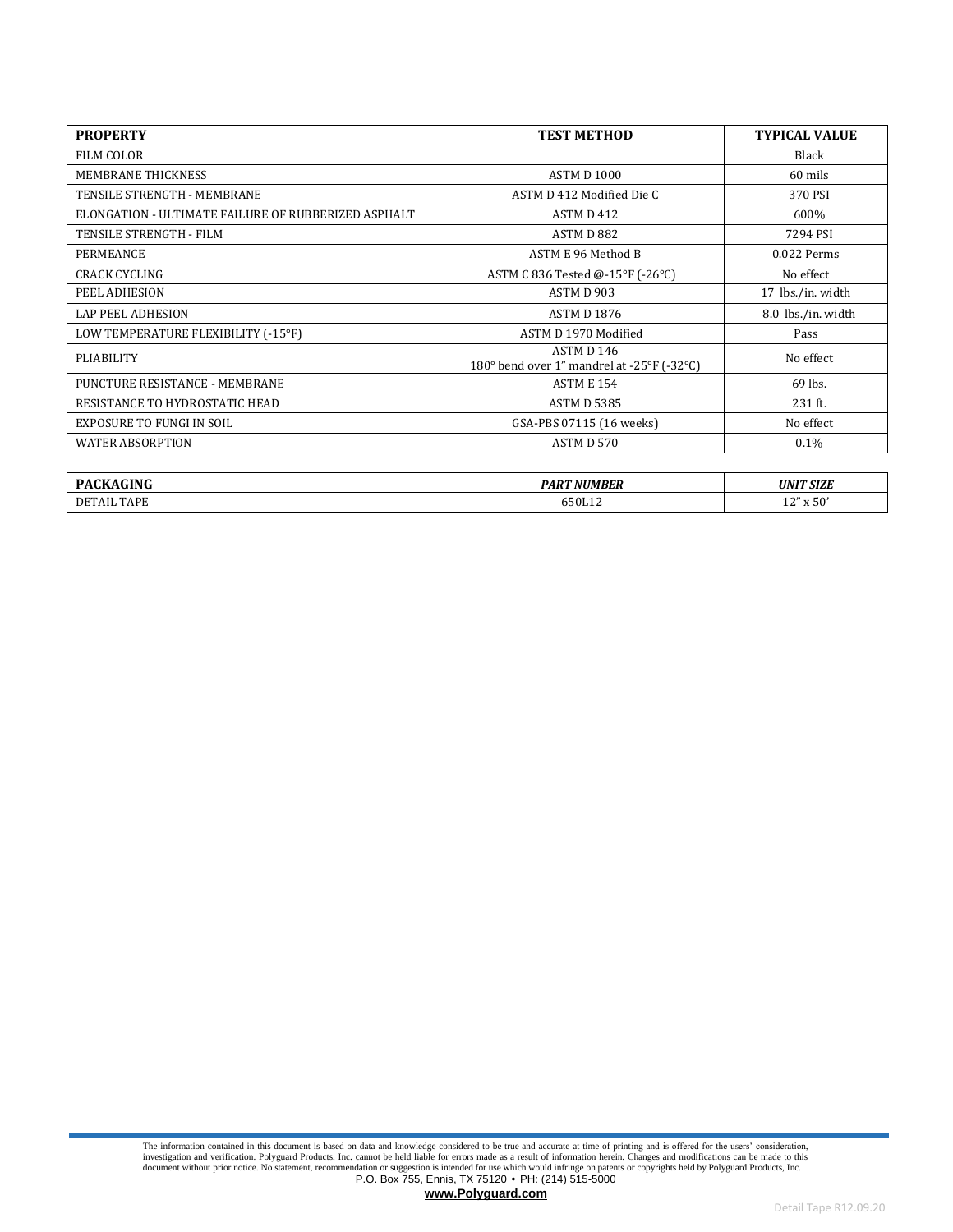| PROPERTY | TEST METHOD | TYPICAL VALUE |
|---|---|---|
| FILM COLOR | | Black |
| MEMBRANE THICKNESS | ASTM D 1000 | 60 mils |
| TENSILE STRENGTH - MEMBRANE | ASTM D 412 Modified Die C | 370 PSI |
| ELONGATION - ULTIMATE FAILURE OF RUBBERIZED ASPHALT | ASTM D 412 | 600% |
| TENSILE STRENGTH - FILM | ASTM D 882 | 7294 PSI |
| PERMEANCE | ASTM E 96 Method B | 0.022 Perms |
| CRACK CYCLING | ASTM C 836 Tested @-15°F (-26°C) | No effect |
| PEEL ADHESION | ASTM D 903 | 17 lbs./in. width |
| LAP PEEL ADHESION | ASTM D 1876 | 8.0 lbs./in. width |
| LOW TEMPERATURE FLEXIBILITY (-15°F) | ASTM D 1970 Modified | Pass |
| PLIABILITY | ASTM D 146<br>180° bend over 1" mandrel at -25°F (-32°C) | No effect |
| PUNCTURE RESISTANCE - MEMBRANE | ASTM E 154 | 69 lbs. |
| RESISTANCE TO HYDROSTATIC HEAD | ASTM D 5385 | 231 ft. |
| EXPOSURE TO FUNGI IN SOIL | GSA-PBS 07115 (16 weeks) | No effect |
| WATER ABSORPTION | ASTM D 570 | 0.1% |

| PACKAGING | *PART NUMBER* | *UNIT SIZE* |
|---|---|---|
| DETAIL TAPE | 650L12 | 12" x 50' |

The information contained in this document is based on data and knowledge considered to be true and accurate at time of printing and is offered for the users' consideration, investigation and verification. Polyguard Products, Inc. cannot be held liable for errors made as a result of information herein. Changes and modifications can be made to this document without prior notice. No statement, recommendation or suggestion is intended for use which would infringe on patents or copyrights held by Polyguard Products, Inc.

P.O. Box 755, Ennis, TX 75120 • PH: (214) 515-5000

**www.Polyguard.com**

Detail Tape R12.09.20